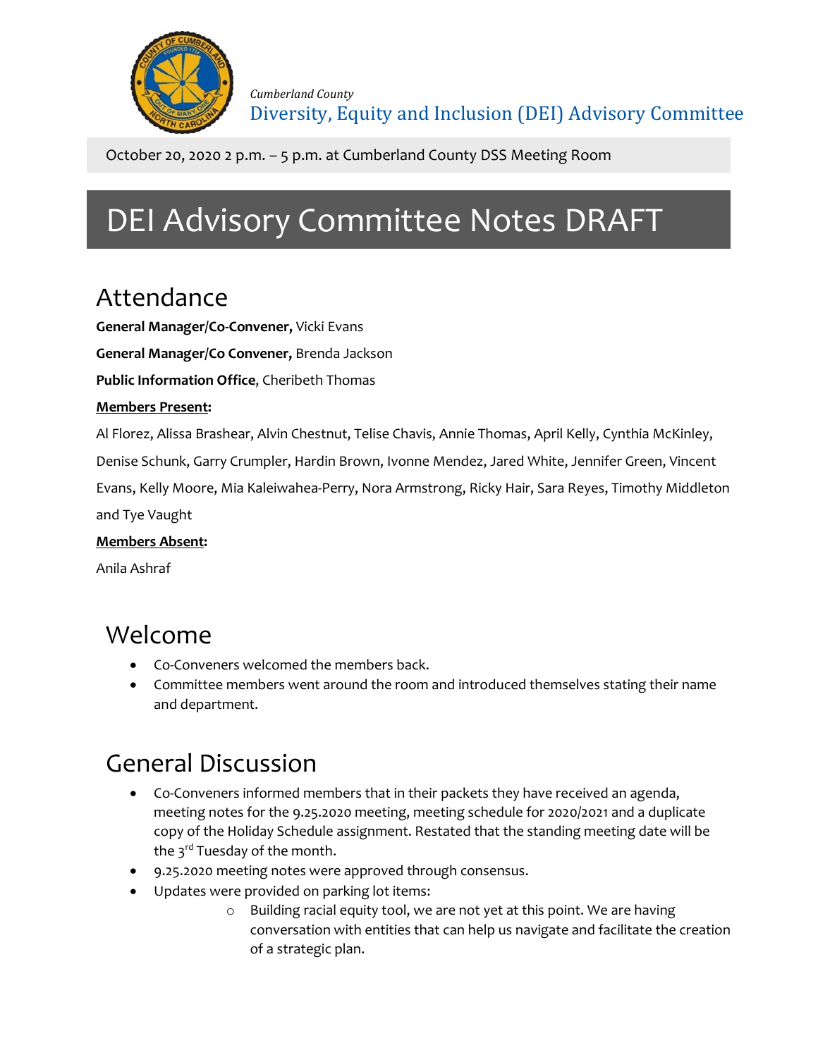*Cumberland County*

Diversity, Equity and Inclusion (DEI) Advisory Committee

October 20, 2020 2 p.m. – 5 p.m. at Cumberland County DSS Meeting Room

# DEI Advisory Committee Notes DRAFT

## Attendance

**General Manager/Co-Convener,** Vicki Evans

**General Manager/Co Convener,** Brenda Jackson

**Public Information Office**, Cheribeth Thomas

**Members Present:**

Al Florez, Alissa Brashear, Alvin Chestnut, Telise Chavis, Annie Thomas, April Kelly, Cynthia McKinley, Denise Schunk, Garry Crumpler, Hardin Brown, Ivonne Mendez, Jared White, Jennifer Green, Vincent Evans, Kelly Moore, Mia Kaleiwahea-Perry, Nora Armstrong, Ricky Hair, Sara Reyes, Timothy Middleton and Tye Vaught

**Members Absent:**

Anila Ashraf

## Welcome

- Co-Conveners welcomed the members back.
- Committee members went around the room and introduced themselves stating their name and department.

## General Discussion

- Co-Conveners informed members that in their packets they have received an agenda, meeting notes for the 9.25.2020 meeting, meeting schedule for 2020/2021 and a duplicate copy of the Holiday Schedule assignment. Restated that the standing meeting date will be the 3rd Tuesday of the month.
- 9.25.2020 meeting notes were approved through consensus.
- Updates were provided on parking lot items:
    - Building racial equity tool, we are not yet at this point. We are having conversation with entities that can help us navigate and facilitate the creation of a strategic plan.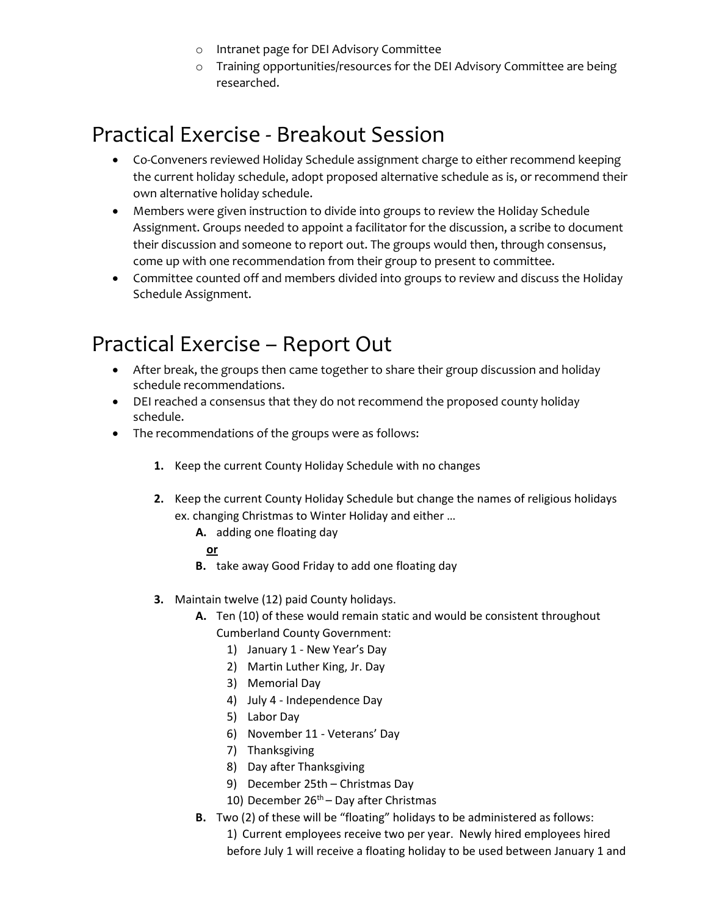- Intranet page for DEI Advisory Committee
  - Training opportunities/resources for the DEI Advisory Committee are being researched.

# Practical Exercise - Breakout Session

- Co-Conveners reviewed Holiday Schedule assignment charge to either recommend keeping the current holiday schedule, adopt proposed alternative schedule as is, or recommend their own alternative holiday schedule.
- Members were given instruction to divide into groups to review the Holiday Schedule Assignment. Groups needed to appoint a facilitator for the discussion, a scribe to document their discussion and someone to report out. The groups would then, through consensus, come up with one recommendation from their group to present to committee.
- Committee counted off and members divided into groups to review and discuss the Holiday Schedule Assignment.

# Practical Exercise – Report Out

- After break, the groups then came together to share their group discussion and holiday schedule recommendations.
- DEI reached a consensus that they do not recommend the proposed county holiday schedule.
- The recommendations of the groups were as follows:

  **1.** Keep the current County Holiday Schedule with no changes

  **2.** Keep the current County Holiday Schedule but change the names of religious holidays ex. changing Christmas to Winter Holiday and either …

  **A.** adding one floating day

  **or**

  **B.** take away Good Friday to add one floating day

  **3.** Maintain twelve (12) paid County holidays.

  **A.** Ten (10) of these would remain static and would be consistent throughout Cumberland County Government:

  1) January 1 - New Year's Day
  2) Martin Luther King, Jr. Day
  3) Memorial Day
  4) July 4 - Independence Day
  5) Labor Day
  6) November 11 - Veterans' Day
  7) Thanksgiving
  8) Day after Thanksgiving
  9) December 25th – Christmas Day
  10) December 26th – Day after Christmas

  **B.** Two (2) of these will be "floating" holidays to be administered as follows:

  1) Current employees receive two per year. Newly hired employees hired before July 1 will receive a floating holiday to be used between January 1 and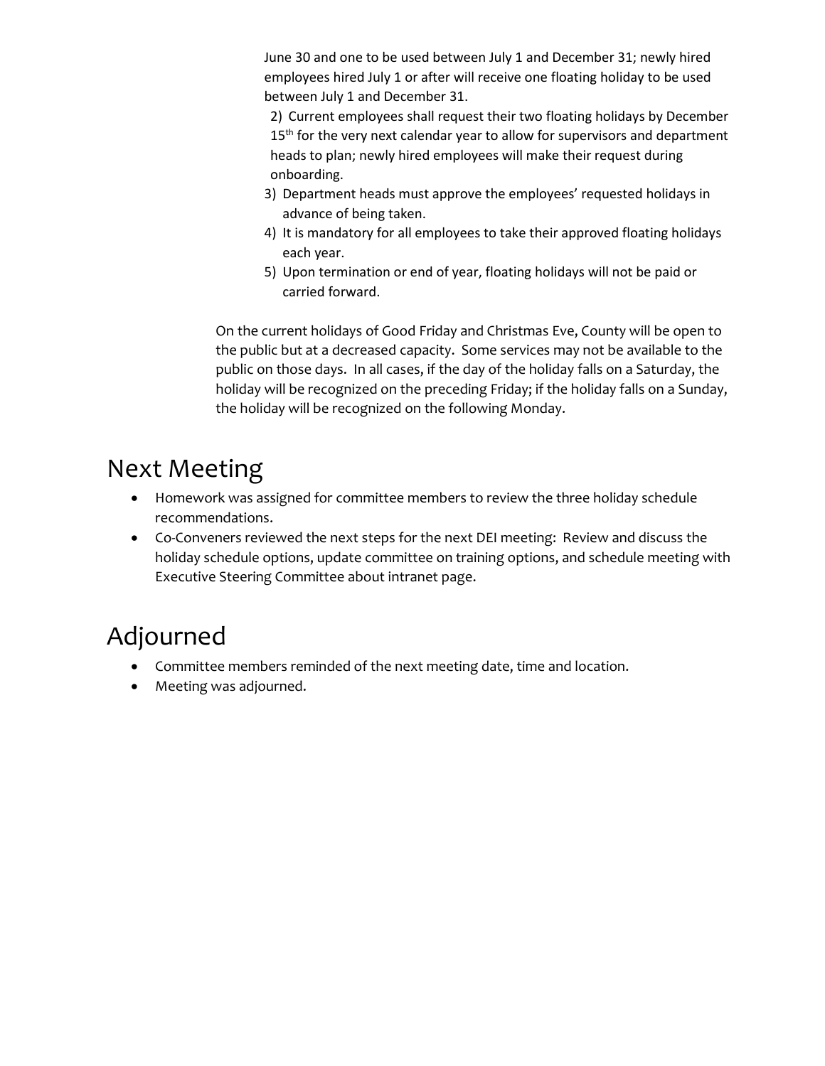June 30 and one to be used between July 1 and December 31; newly hired employees hired July 1 or after will receive one floating holiday to be used between July 1 and December 31.

2) Current employees shall request their two floating holidays by December 15th for the very next calendar year to allow for supervisors and department heads to plan; newly hired employees will make their request during onboarding.
3) Department heads must approve the employees' requested holidays in advance of being taken.
4) It is mandatory for all employees to take their approved floating holidays each year.
5) Upon termination or end of year, floating holidays will not be paid or carried forward.

On the current holidays of Good Friday and Christmas Eve, County will be open to the public but at a decreased capacity. Some services may not be available to the public on those days. In all cases, if the day of the holiday falls on a Saturday, the holiday will be recognized on the preceding Friday; if the holiday falls on a Sunday, the holiday will be recognized on the following Monday.

# Next Meeting

- Homework was assigned for committee members to review the three holiday schedule recommendations.
- Co-Conveners reviewed the next steps for the next DEI meeting: Review and discuss the holiday schedule options, update committee on training options, and schedule meeting with Executive Steering Committee about intranet page.

# Adjourned

- Committee members reminded of the next meeting date, time and location.
- Meeting was adjourned.